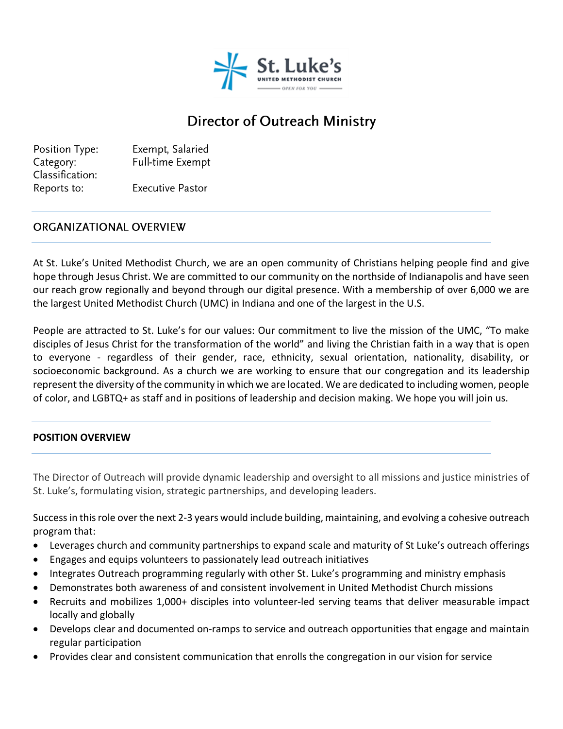St. Luke's
UNITED METHODIST CHURCH
OPEN FOR YOU

# Director of Outreach Ministry

Position Type: Exempt, Salaried
Category: Full-time Exempt
Classification:
Reports to: Executive Pastor

## ORGANIZATIONAL OVERVIEW

At St. Luke's United Methodist Church, we are an open community of Christians helping people find and give hope through Jesus Christ. We are committed to our community on the northside of Indianapolis and have seen our reach grow regionally and beyond through our digital presence. With a membership of over 6,000 we are the largest United Methodist Church (UMC) in Indiana and one of the largest in the U.S.

People are attracted to St. Luke's for our values: Our commitment to live the mission of the UMC, "To make disciples of Jesus Christ for the transformation of the world" and living the Christian faith in a way that is open to everyone - regardless of their gender, race, ethnicity, sexual orientation, nationality, disability, or socioeconomic background. As a church we are working to ensure that our congregation and its leadership represent the diversity of the community in which we are located. We are dedicated to including women, people of color, and LGBTQ+ as staff and in positions of leadership and decision making. We hope you will join us.

## POSITION OVERVIEW

The Director of Outreach will provide dynamic leadership and oversight to all missions and justice ministries of St. Luke's, formulating vision, strategic partnerships, and developing leaders.

Success in this role over the next 2-3 years would include building, maintaining, and evolving a cohesive outreach program that:

- Leverages church and community partnerships to expand scale and maturity of St Luke's outreach offerings
- Engages and equips volunteers to passionately lead outreach initiatives
- Integrates Outreach programming regularly with other St. Luke's programming and ministry emphasis
- Demonstrates both awareness of and consistent involvement in United Methodist Church missions
- Recruits and mobilizes 1,000+ disciples into volunteer-led serving teams that deliver measurable impact locally and globally
- Develops clear and documented on-ramps to service and outreach opportunities that engage and maintain regular participation
- Provides clear and consistent communication that enrolls the congregation in our vision for service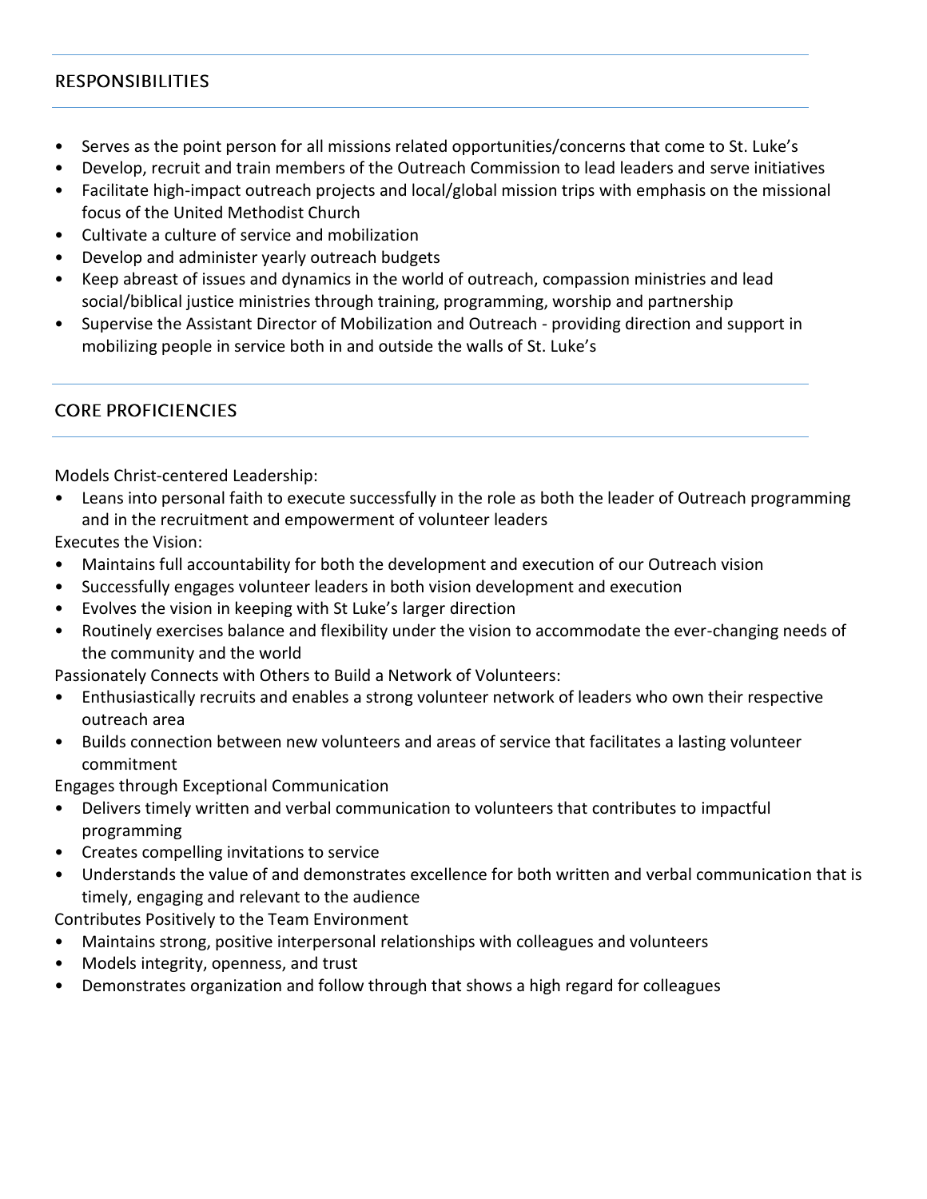## RESPONSIBILITIES

- Serves as the point person for all missions related opportunities/concerns that come to St. Luke's
- Develop, recruit and train members of the Outreach Commission to lead leaders and serve initiatives
- Facilitate high-impact outreach projects and local/global mission trips with emphasis on the missional focus of the United Methodist Church
- Cultivate a culture of service and mobilization
- Develop and administer yearly outreach budgets
- Keep abreast of issues and dynamics in the world of outreach, compassion ministries and lead social/biblical justice ministries through training, programming, worship and partnership
- Supervise the Assistant Director of Mobilization and Outreach - providing direction and support in mobilizing people in service both in and outside the walls of St. Luke's

## CORE PROFICIENCIES

Models Christ-centered Leadership:

- Leans into personal faith to execute successfully in the role as both the leader of Outreach programming and in the recruitment and empowerment of volunteer leaders

Executes the Vision:

- Maintains full accountability for both the development and execution of our Outreach vision
- Successfully engages volunteer leaders in both vision development and execution
- Evolves the vision in keeping with St Luke's larger direction
- Routinely exercises balance and flexibility under the vision to accommodate the ever-changing needs of the community and the world

Passionately Connects with Others to Build a Network of Volunteers:

- Enthusiastically recruits and enables a strong volunteer network of leaders who own their respective outreach area
- Builds connection between new volunteers and areas of service that facilitates a lasting volunteer commitment

Engages through Exceptional Communication

- Delivers timely written and verbal communication to volunteers that contributes to impactful programming
- Creates compelling invitations to service
- Understands the value of and demonstrates excellence for both written and verbal communication that is timely, engaging and relevant to the audience

Contributes Positively to the Team Environment

- Maintains strong, positive interpersonal relationships with colleagues and volunteers
- Models integrity, openness, and trust
- Demonstrates organization and follow through that shows a high regard for colleagues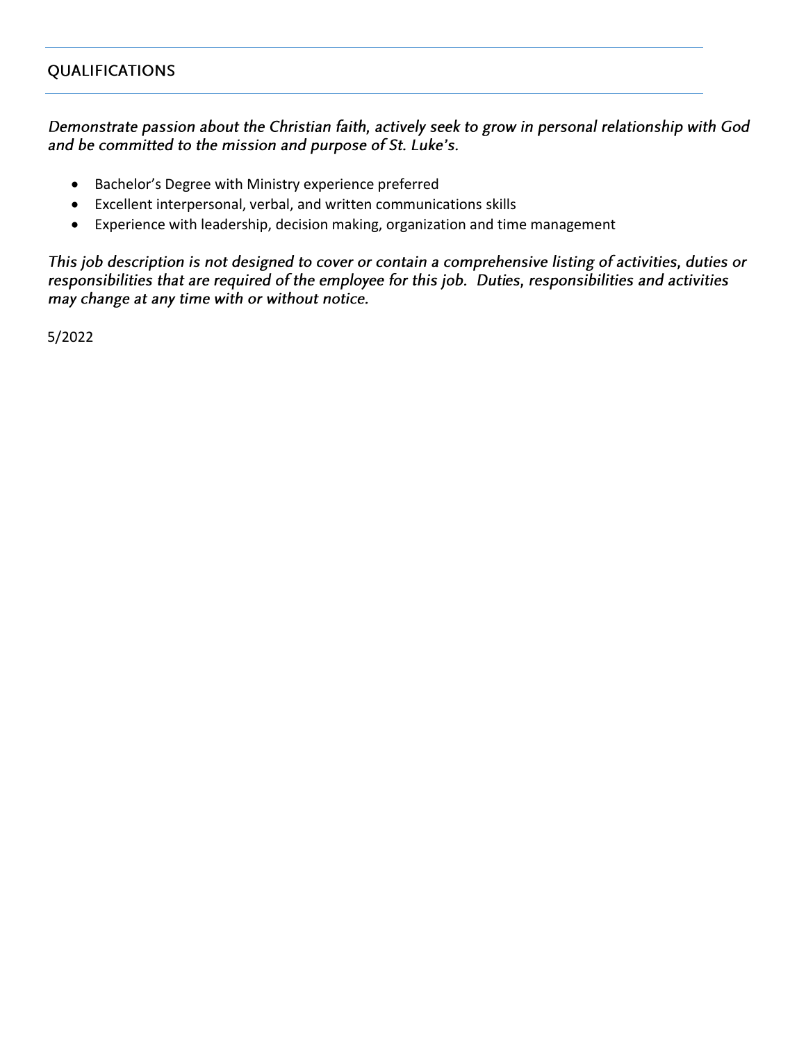## QUALIFICATIONS

*Demonstrate passion about the Christian faith, actively seek to grow in personal relationship with God and be committed to the mission and purpose of St. Luke's.*

- Bachelor's Degree with Ministry experience preferred
- Excellent interpersonal, verbal, and written communications skills
- Experience with leadership, decision making, organization and time management

*This job description is not designed to cover or contain a comprehensive listing of activities, duties or responsibilities that are required of the employee for this job. Duties, responsibilities and activities may change at any time with or without notice.*

5/2022